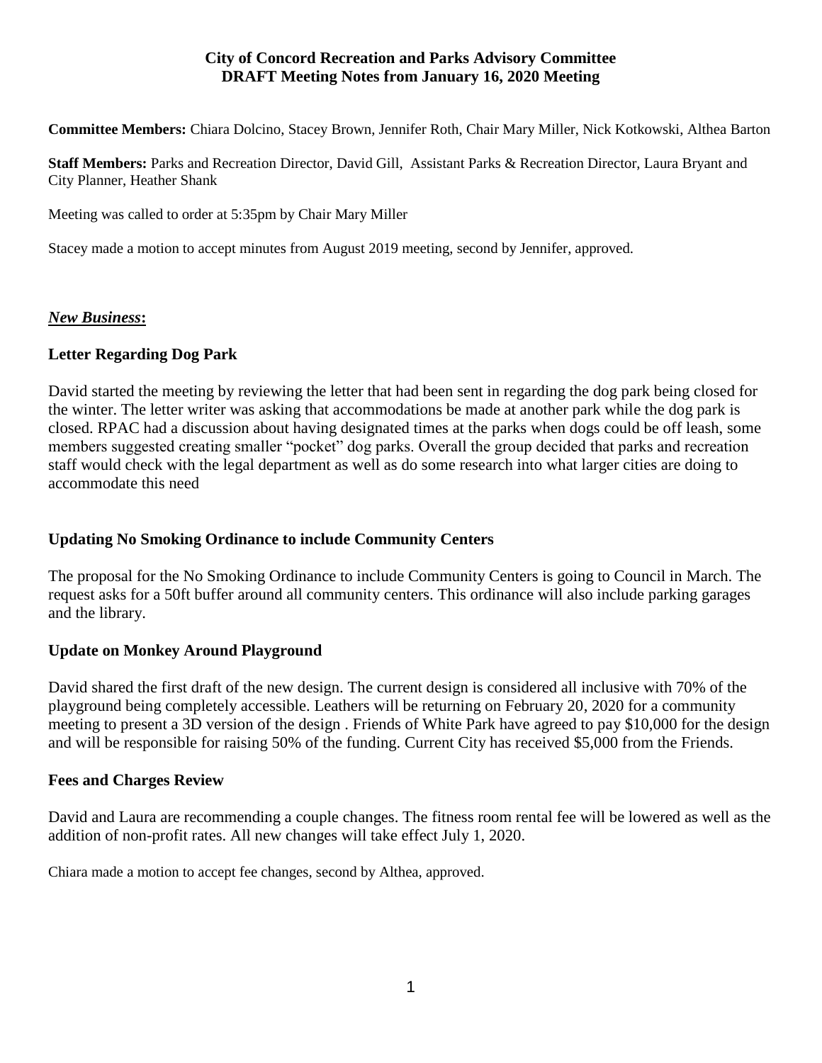# City of Concord Recreation and Parks Advisory Committee
# DRAFT Meeting Notes from January 16, 2020 Meeting

**Committee Members:** Chiara Dolcino, Stacey Brown, Jennifer Roth, Chair Mary Miller, Nick Kotkowski, Althea Barton

**Staff Members:** Parks and Recreation Director, David Gill, Assistant Parks & Recreation Director, Laura Bryant and City Planner, Heather Shank

Meeting was called to order at 5:35pm by Chair Mary Miller

Stacey made a motion to accept minutes from August 2019 meeting, second by Jennifer, approved.

## ***New Business*:**

### Letter Regarding Dog Park

David started the meeting by reviewing the letter that had been sent in regarding the dog park being closed for the winter. The letter writer was asking that accommodations be made at another park while the dog park is closed. RPAC had a discussion about having designated times at the parks when dogs could be off leash, some members suggested creating smaller "pocket" dog parks. Overall the group decided that parks and recreation staff would check with the legal department as well as do some research into what larger cities are doing to accommodate this need

### Updating No Smoking Ordinance to include Community Centers

The proposal for the No Smoking Ordinance to include Community Centers is going to Council in March. The request asks for a 50ft buffer around all community centers. This ordinance will also include parking garages and the library.

### Update on Monkey Around Playground

David shared the first draft of the new design. The current design is considered all inclusive with 70% of the playground being completely accessible. Leathers will be returning on February 20, 2020 for a community meeting to present a 3D version of the design . Friends of White Park have agreed to pay $10,000 for the design and will be responsible for raising 50% of the funding. Current City has received $5,000 from the Friends.

### Fees and Charges Review

David and Laura are recommending a couple changes. The fitness room rental fee will be lowered as well as the addition of non-profit rates. All new changes will take effect July 1, 2020.

Chiara made a motion to accept fee changes, second by Althea, approved.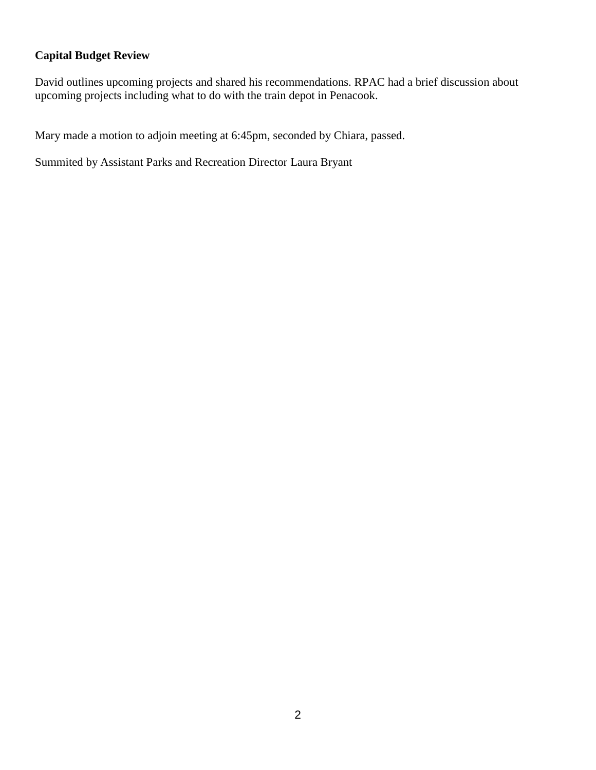**Capital Budget Review**

David outlines upcoming projects and shared his recommendations. RPAC had a brief discussion about upcoming projects including what to do with the train depot in Penacook.

Mary made a motion to adjoin meeting at 6:45pm, seconded by Chiara, passed.

Summited by Assistant Parks and Recreation Director Laura Bryant